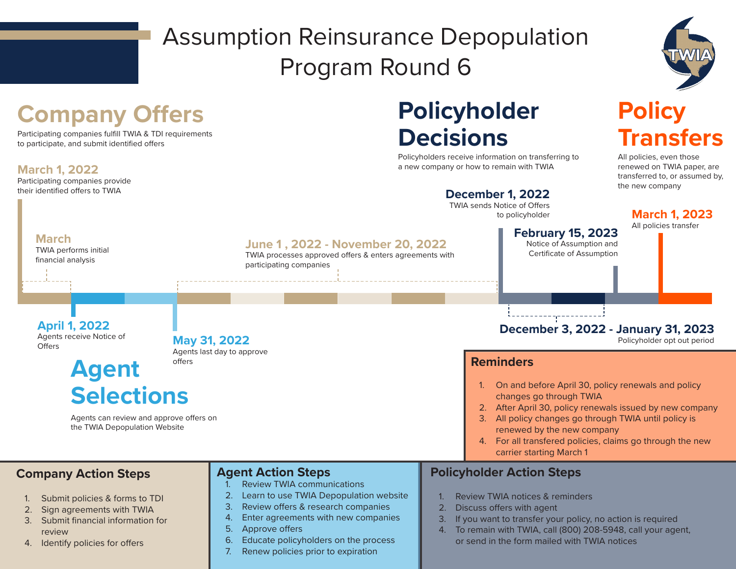# Assumption Reinsurance Depopulation Program Round 6

## Company Offers

Participating companies fulfill TWIA & TDI requirements to participate, and submit identified offers

**March 1, 2022**
Participating companies provide their identified offers to TWIA

**March**
TWIA performs initial financial analysis

**June 1 , 2022 - November 20, 2022**
TWIA processes approved offers & enters agreements with participating companies

## Policyholder Decisions

Policyholders receive information on transferring to a new company or how to remain with TWIA

**December 1, 2022**
TWIA sends Notice of Offers to policyholder

**February 15, 2023**
Notice of Assumption and Certificate of Assumption

## Policy Transfers

All policies, even those renewed on TWIA paper, are transferred to, or assumed by, the new company

**March 1, 2023**
All policies transfer

**April 1, 2022**
Agents receive Notice of Offers

**May 31, 2022**
Agents last day to approve offers

**December 3, 2022 - January 31, 2023**
Policyholder opt out period

## Agent Selections

Agents can review and approve offers on the TWIA Depopulation Website

### Reminders

1. On and before April 30, policy renewals and policy changes go through TWIA
2. After April 30, policy renewals issued by new company
3. All policy changes go through TWIA until policy is renewed by the new company
4. For all transfered policies, claims go through the new carrier starting March 1

### Company Action Steps

1. Submit policies & forms to TDI
2. Sign agreements with TWIA
3. Submit financial information for review
4. Identify policies for offers

### Agent Action Steps

1. Review TWIA communications
2. Learn to use TWIA Depopulation website
3. Review offers & research companies
4. Enter agreements with new companies
5. Approve offers
6. Educate policyholders on the process
7. Renew policies prior to expiration

### Policyholder Action Steps

1. Review TWIA notices & reminders
2. Discuss offers with agent
3. If you want to transfer your policy, no action is required
4. To remain with TWIA, call (800) 208-5948, call your agent, or send in the form mailed with TWIA notices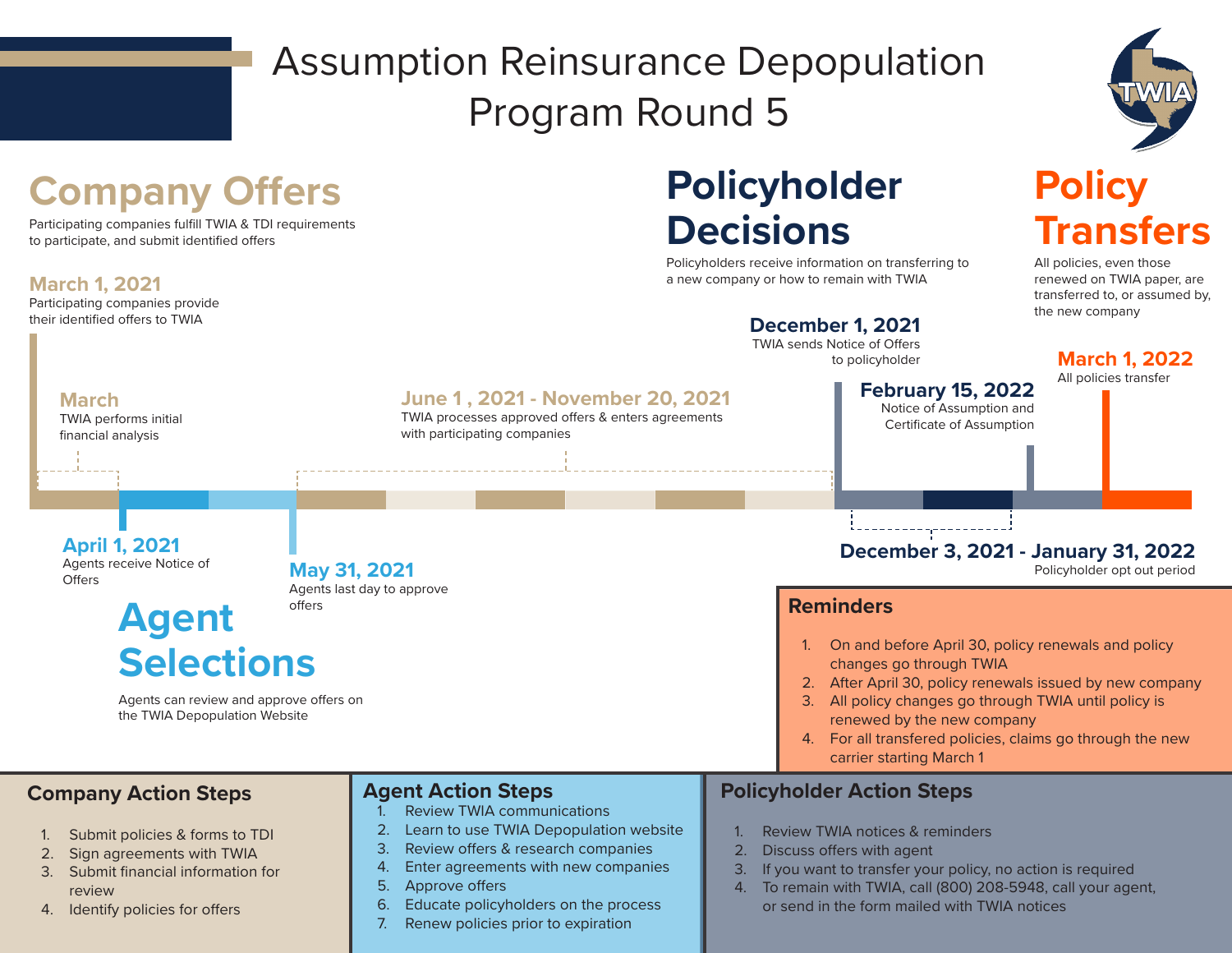# Assumption Reinsurance Depopulation Program Round 5

## Company Offers

Participating companies fulfill TWIA & TDI requirements to participate, and submit identified offers

**March 1, 2021**
Participating companies provide their identified offers to TWIA

**March**
TWIA performs initial financial analysis

**June 1 , 2021 - November 20, 2021**
TWIA processes approved offers & enters agreements with participating companies

## Policyholder Decisions

Policyholders receive information on transferring to a new company or how to remain with TWIA

**December 1, 2021**
TWIA sends Notice of Offers to policyholder

**February 15, 2022**
Notice of Assumption and Certificate of Assumption

**December 3, 2021 - January 31, 2022**
Policyholder opt out period

## Policy Transfers

All policies, even those renewed on TWIA paper, are transferred to, or assumed by, the new company

**March 1, 2022**
All policies transfer

## Agent Selections

Agents can review and approve offers on the TWIA Depopulation Website

**April 1, 2021**
Agents receive Notice of Offers

**May 31, 2021**
Agents last day to approve offers

## Reminders

1. On and before April 30, policy renewals and policy changes go through TWIA
2. After April 30, policy renewals issued by new company
3. All policy changes go through TWIA until policy is renewed by the new company
4. For all transfered policies, claims go through the new carrier starting March 1

## Company Action Steps

1. Submit policies & forms to TDI
2. Sign agreements with TWIA
3. Submit financial information for review
4. Identify policies for offers

## Agent Action Steps

1. Review TWIA communications
2. Learn to use TWIA Depopulation website
3. Review offers & research companies
4. Enter agreements with new companies
5. Approve offers
6. Educate policyholders on the process
7. Renew policies prior to expiration

## Policyholder Action Steps

1. Review TWIA notices & reminders
2. Discuss offers with agent
3. If you want to transfer your policy, no action is required
4. To remain with TWIA, call (800) 208-5948, call your agent, or send in the form mailed with TWIA notices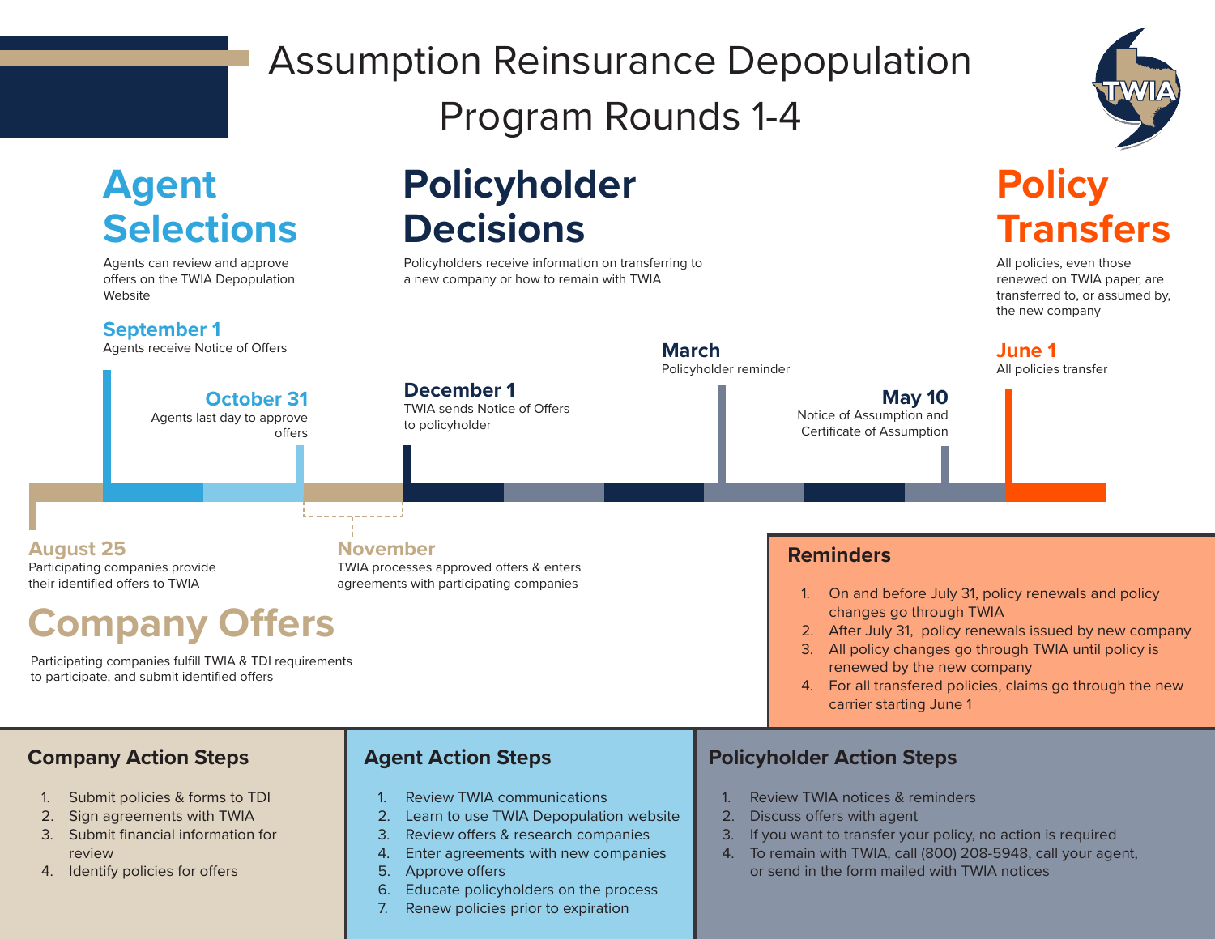# Assumption Reinsurance Depopulation Program Rounds 1-4

## Agent Selections

Agents can review and approve offers on the TWIA Depopulation Website

**September 1**
Agents receive Notice of Offers

**October 31**
Agents last day to approve offers

## Policyholder Decisions

Policyholders receive information on transferring to a new company or how to remain with TWIA

**December 1**
TWIA sends Notice of Offers to policyholder

**March**
Policyholder reminder

**May 10**
Notice of Assumption and Certificate of Assumption

## Policy Transfers

All policies, even those renewed on TWIA paper, are transferred to, or assumed by, the new company

**June 1**
All policies transfer

## Company Offers

**August 25**
Participating companies provide their identified offers to TWIA

**November**
TWIA processes approved offers & enters agreements with participating companies

Participating companies fulfill TWIA & TDI requirements to participate, and submit identified offers

### Reminders

1. On and before July 31, policy renewals and policy changes go through TWIA
2. After July 31, policy renewals issued by new company
3. All policy changes go through TWIA until policy is renewed by the new company
4. For all transfered policies, claims go through the new carrier starting June 1

### Company Action Steps

1. Submit policies & forms to TDI
2. Sign agreements with TWIA
3. Submit financial information for review
4. Identify policies for offers

### Agent Action Steps

1. Review TWIA communications
2. Learn to use TWIA Depopulation website
3. Review offers & research companies
4. Enter agreements with new companies
5. Approve offers
6. Educate policyholders on the process
7. Renew policies prior to expiration

### Policyholder Action Steps

1. Review TWIA notices & reminders
2. Discuss offers with agent
3. If you want to transfer your policy, no action is required
4. To remain with TWIA, call (800) 208-5948, call your agent, or send in the form mailed with TWIA notices